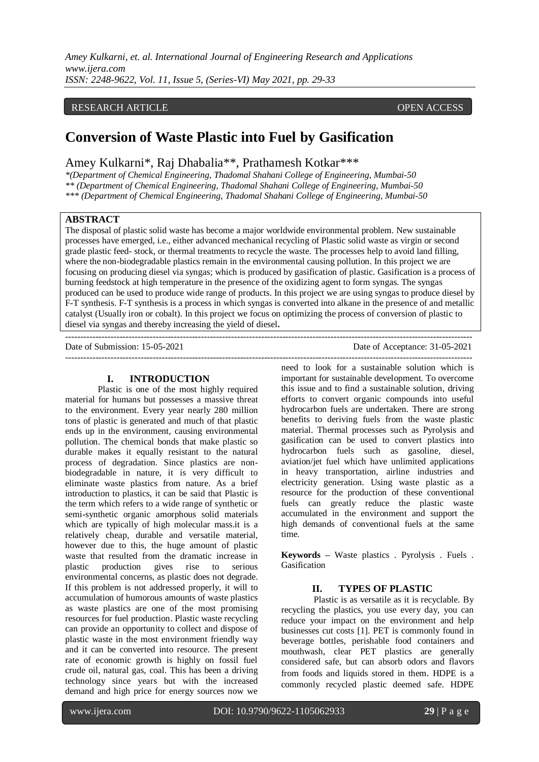RESEARCH ARTICLE OPEN ACCESS

# Conversion of Waste Plastic into Fuel by Gasification

Amey Kulkarni*, Raj Dhabalia**, Prathamesh Kotkar***

*(Department of Chemical Engineering, Thadomal Shahani College of Engineering, Mumbai-50
** (Department of Chemical Engineering, Thadomal Shahani College of Engineering, Mumbai-50
*** (Department of Chemical Engineering, Thadomal Shahani College of Engineering, Mumbai-50

## ABSTRACT

The disposal of plastic solid waste has become a major worldwide environmental problem. New sustainable processes have emerged, i.e., either advanced mechanical recycling of Plastic solid waste as virgin or second grade plastic feed- stock, or thermal treatments to recycle the waste. The processes help to avoid land filling, where the non-biodegradable plastics remain in the environmental causing pollution. In this project we are focusing on producing diesel via syngas; which is produced by gasification of plastic. Gasification is a process of burning feedstock at high temperature in the presence of the oxidizing agent to form syngas. The syngas produced can be used to produce wide range of products. In this project we are using syngas to produce diesel by F-T synthesis. F-T synthesis is a process in which syngas is converted into alkane in the presence of and metallic catalyst (Usually iron or cobalt). In this project we focus on optimizing the process of conversion of plastic to diesel via syngas and thereby increasing the yield of diesel**.**

---

Date of Submission: 15-05-2021 Date of Acceptance: 31-05-2021

---

## I. INTRODUCTION

Plastic is one of the most highly required material for humans but possesses a massive threat to the environment. Every year nearly 280 million tons of plastic is generated and much of that plastic ends up in the environment, causing environmental pollution. The chemical bonds that make plastic so durable makes it equally resistant to the natural process of degradation. Since plastics are non-biodegradable in nature, it is very difficult to eliminate waste plastics from nature. As a brief introduction to plastics, it can be said that Plastic is the term which refers to a wide range of synthetic or semi-synthetic organic amorphous solid materials which are typically of high molecular mass.it is a relatively cheap, durable and versatile material, however due to this, the huge amount of plastic waste that resulted from the dramatic increase in plastic production gives rise to serious environmental concerns, as plastic does not degrade. If this problem is not addressed properly, it will to accumulation of humorous amounts of waste plastics as waste plastics are one of the most promising resources for fuel production. Plastic waste recycling can provide an opportunity to collect and dispose of plastic waste in the most environment friendly way and it can be converted into resource. The present rate of economic growth is highly on fossil fuel crude oil, natural gas, coal. This has been a driving technology since years but with the increased demand and high price for energy sources now we need to look for a sustainable solution which is important for sustainable development. To overcome this issue and to find a sustainable solution, driving efforts to convert organic compounds into useful hydrocarbon fuels are undertaken. There are strong benefits to deriving fuels from the waste plastic material. Thermal processes such as Pyrolysis and gasification can be used to convert plastics into hydrocarbon fuels such as gasoline, diesel, aviation/jet fuel which have unlimited applications in heavy transportation, airline industries and electricity generation. Using waste plastic as a resource for the production of these conventional fuels can greatly reduce the plastic waste accumulated in the environment and support the high demands of conventional fuels at the same time.

**Keywords –** Waste plastics . Pyrolysis . Fuels . Gasification

## II. TYPES OF PLASTIC

Plastic is as versatile as it is recyclable. By recycling the plastics, you use every day, you can reduce your impact on the environment and help businesses cut costs [1]. PET is commonly found in beverage bottles, perishable food containers and mouthwash, clear PET plastics are generally considered safe, but can absorb odors and flavors from foods and liquids stored in them. HDPE is a commonly recycled plastic deemed safe. HDPE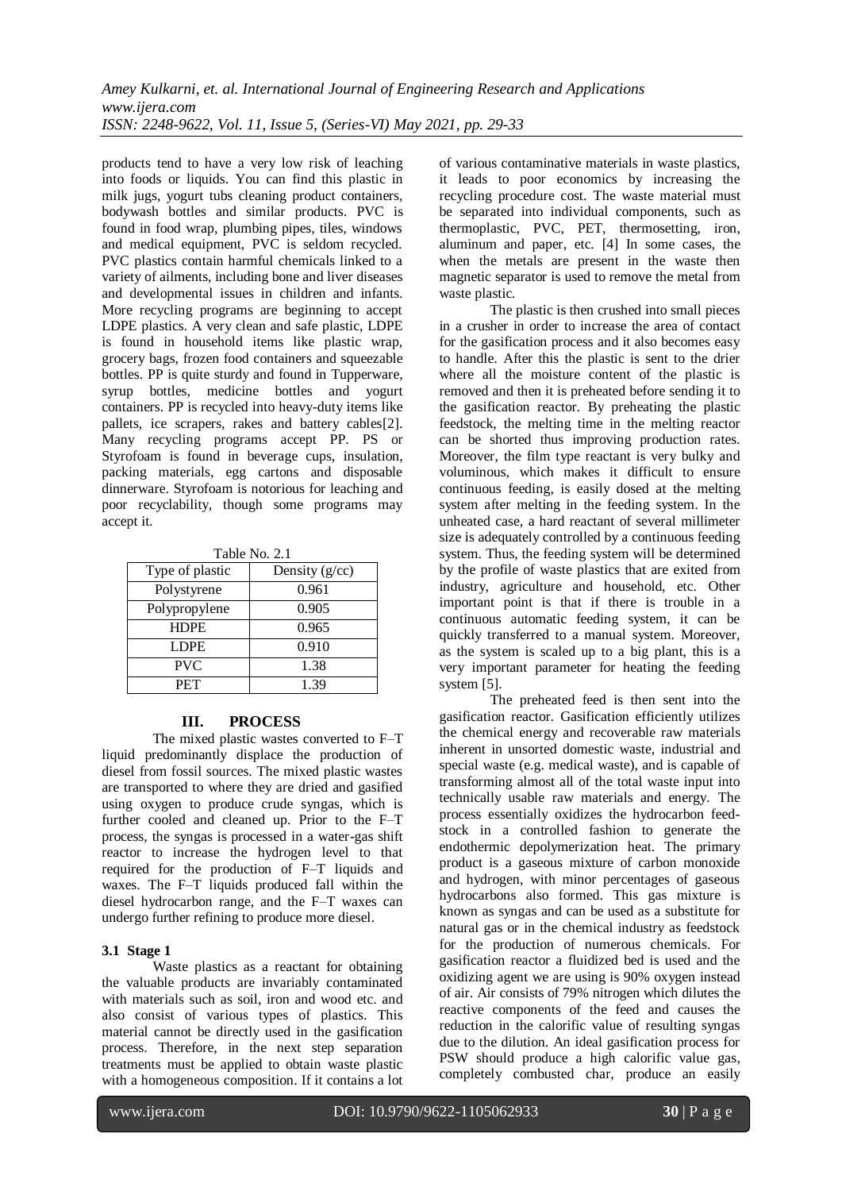products tend to have a very low risk of leaching into foods or liquids. You can find this plastic in milk jugs, yogurt tubs cleaning product containers, bodywash bottles and similar products. PVC is found in food wrap, plumbing pipes, tiles, windows and medical equipment, PVC is seldom recycled. PVC plastics contain harmful chemicals linked to a variety of ailments, including bone and liver diseases and developmental issues in children and infants. More recycling programs are beginning to accept LDPE plastics. A very clean and safe plastic, LDPE is found in household items like plastic wrap, grocery bags, frozen food containers and squeezable bottles. PP is quite sturdy and found in Tupperware, syrup bottles, medicine bottles and yogurt containers. PP is recycled into heavy-duty items like pallets, ice scrapers, rakes and battery cables[2]. Many recycling programs accept PP. PS or Styrofoam is found in beverage cups, insulation, packing materials, egg cartons and disposable dinnerware. Styrofoam is notorious for leaching and poor recyclability, though some programs may accept it.

Table No. 2.1

| Type of plastic | Density (g/cc) |
|---|---|
| Polystyrene | 0.961 |
| Polypropylene | 0.905 |
| HDPE | 0.965 |
| LDPE | 0.910 |
| PVC | 1.38 |
| PET | 1.39 |

## III. PROCESS

The mixed plastic wastes converted to F–T liquid predominantly displace the production of diesel from fossil sources. The mixed plastic wastes are transported to where they are dried and gasified using oxygen to produce crude syngas, which is further cooled and cleaned up. Prior to the F–T process, the syngas is processed in a water-gas shift reactor to increase the hydrogen level to that required for the production of F–T liquids and waxes. The F–T liquids produced fall within the diesel hydrocarbon range, and the F–T waxes can undergo further refining to produce more diesel.

### 3.1 Stage 1

Waste plastics as a reactant for obtaining the valuable products are invariably contaminated with materials such as soil, iron and wood etc. and also consist of various types of plastics. This material cannot be directly used in the gasification process. Therefore, in the next step separation treatments must be applied to obtain waste plastic with a homogeneous composition. If it contains a lot of various contaminative materials in waste plastics, it leads to poor economics by increasing the recycling procedure cost. The waste material must be separated into individual components, such as thermoplastic, PVC, PET, thermosetting, iron, aluminum and paper, etc. [4] In some cases, the when the metals are present in the waste then magnetic separator is used to remove the metal from waste plastic.

The plastic is then crushed into small pieces in a crusher in order to increase the area of contact for the gasification process and it also becomes easy to handle. After this the plastic is sent to the drier where all the moisture content of the plastic is removed and then it is preheated before sending it to the gasification reactor. By preheating the plastic feedstock, the melting time in the melting reactor can be shorted thus improving production rates. Moreover, the film type reactant is very bulky and voluminous, which makes it difficult to ensure continuous feeding, is easily dosed at the melting system after melting in the feeding system. In the unheated case, a hard reactant of several millimeter size is adequately controlled by a continuous feeding system. Thus, the feeding system will be determined by the profile of waste plastics that are exited from industry, agriculture and household, etc. Other important point is that if there is trouble in a continuous automatic feeding system, it can be quickly transferred to a manual system. Moreover, as the system is scaled up to a big plant, this is a very important parameter for heating the feeding system [5].

The preheated feed is then sent into the gasification reactor. Gasification efficiently utilizes the chemical energy and recoverable raw materials inherent in unsorted domestic waste, industrial and special waste (e.g. medical waste), and is capable of transforming almost all of the total waste input into technically usable raw materials and energy. The process essentially oxidizes the hydrocarbon feed-stock in a controlled fashion to generate the endothermic depolymerization heat. The primary product is a gaseous mixture of carbon monoxide and hydrogen, with minor percentages of gaseous hydrocarbons also formed. This gas mixture is known as syngas and can be used as a substitute for natural gas or in the chemical industry as feedstock for the production of numerous chemicals. For gasification reactor a fluidized bed is used and the oxidizing agent we are using is 90% oxygen instead of air. Air consists of 79% nitrogen which dilutes the reactive components of the feed and causes the reduction in the calorific value of resulting syngas due to the dilution. An ideal gasification process for PSW should produce a high calorific value gas, completely combusted char, produce an easily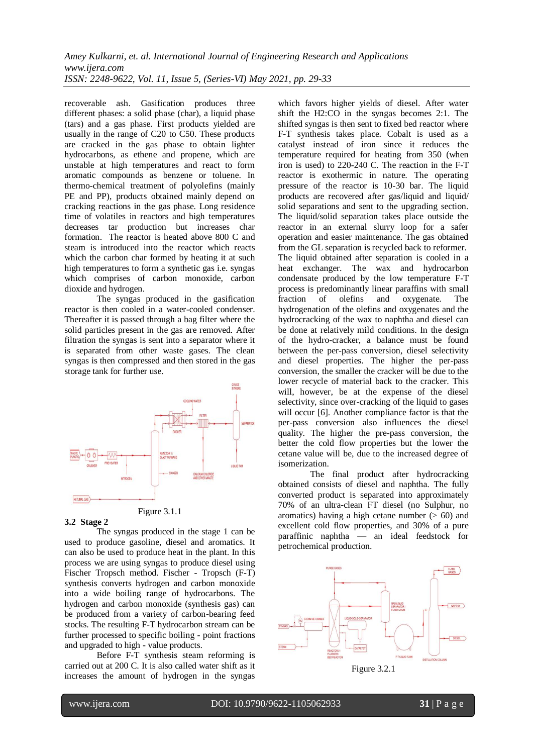recoverable ash. Gasification produces three different phases: a solid phase (char), a liquid phase (tars) and a gas phase. First products yielded are usually in the range of C20 to C50. These products are cracked in the gas phase to obtain lighter hydrocarbons, as ethene and propene, which are unstable at high temperatures and react to form aromatic compounds as benzene or toluene. In thermo-chemical treatment of polyolefins (mainly PE and PP), products obtained mainly depend on cracking reactions in the gas phase. Long residence time of volatiles in reactors and high temperatures decreases tar production but increases char formation. The reactor is heated above 800 C and steam is introduced into the reactor which reacts which the carbon char formed by heating it at such high temperatures to form a synthetic gas i.e. syngas which comprises of carbon monoxide, carbon dioxide and hydrogen.

The syngas produced in the gasification reactor is then cooled in a water-cooled condenser. Thereafter it is passed through a bag filter where the solid particles present in the gas are removed. After filtration the syngas is sent into a separator where it is separated from other waste gases. The clean syngas is then compressed and then stored in the gas storage tank for further use.

Figure 3.1.1

### 3.2 Stage 2

The syngas produced in the stage 1 can be used to produce gasoline, diesel and aromatics. It can also be used to produce heat in the plant. In this process we are using syngas to produce diesel using Fischer Tropsch method. Fischer - Tropsch (F-T) synthesis converts hydrogen and carbon monoxide into a wide boiling range of hydrocarbons. The hydrogen and carbon monoxide (synthesis gas) can be produced from a variety of carbon-bearing feed stocks. The resulting F-T hydrocarbon stream can be further processed to specific boiling - point fractions and upgraded to high - value products.

Before F-T synthesis steam reforming is carried out at 200 C. It is also called water shift as it increases the amount of hydrogen in the syngas which favors higher yields of diesel. After water shift the H2:CO in the syngas becomes 2:1. The shifted syngas is then sent to fixed bed reactor where F-T synthesis takes place. Cobalt is used as a catalyst instead of iron since it reduces the temperature required for heating from 350 (when iron is used) to 220-240 C. The reaction in the F-T reactor is exothermic in nature. The operating pressure of the reactor is 10-30 bar. The liquid products are recovered after gas/liquid and liquid/ solid separations and sent to the upgrading section. The liquid/solid separation takes place outside the reactor in an external slurry loop for a safer operation and easier maintenance. The gas obtained from the GL separation is recycled back to reformer. The liquid obtained after separation is cooled in a heat exchanger. The wax and hydrocarbon condensate produced by the low temperature F-T process is predominantly linear paraffins with small fraction of olefins and oxygenate. The hydrogenation of the olefins and oxygenates and the hydrocracking of the wax to naphtha and diesel can be done at relatively mild conditions. In the design of the hydro-cracker, a balance must be found between the per-pass conversion, diesel selectivity and diesel properties. The higher the per-pass conversion, the smaller the cracker will be due to the lower recycle of material back to the cracker. This will, however, be at the expense of the diesel selectivity, since over-cracking of the liquid to gases will occur [6]. Another compliance factor is that the per-pass conversion also influences the diesel quality. The higher the pre-pass conversion, the better the cold flow properties but the lower the cetane value will be, due to the increased degree of isomerization.

The final product after hydrocracking obtained consists of diesel and naphtha. The fully converted product is separated into approximately 70% of an ultra-clean FT diesel (no Sulphur, no aromatics) having a high cetane number (> 60) and excellent cold flow properties, and 30% of a pure paraffinic naphtha — an ideal feedstock for petrochemical production.

Figure 3.2.1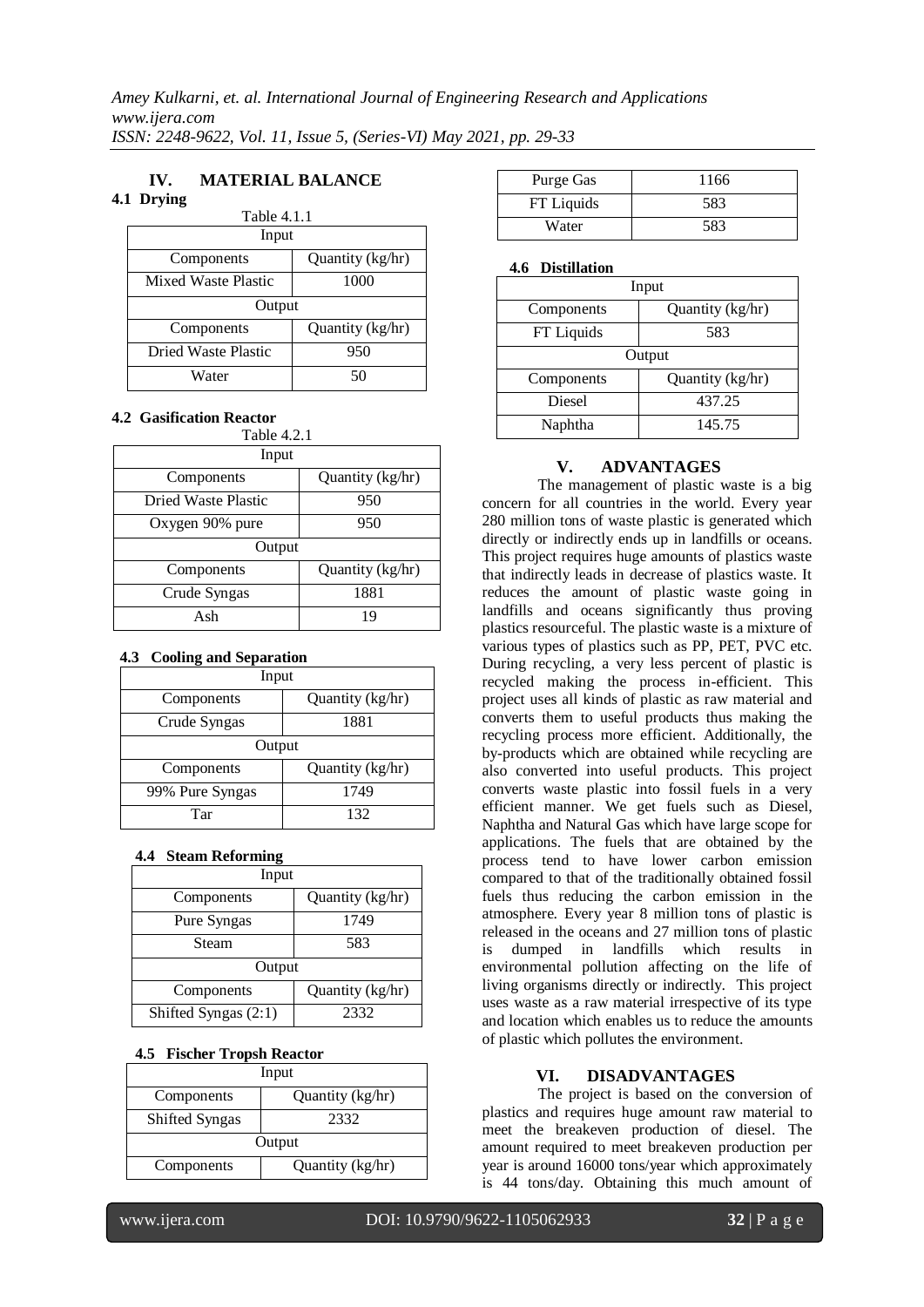## IV. MATERIAL BALANCE

### 4.1 Drying

Table 4.1.1

| Input | |
|---|---|
| Components | Quantity (kg/hr) |
| Mixed Waste Plastic | 1000 |
| Output | |
| Components | Quantity (kg/hr) |
| Dried Waste Plastic | 950 |
| Water | 50 |

### 4.2 Gasification Reactor

Table 4.2.1

| Input | |
|---|---|
| Components | Quantity (kg/hr) |
| Dried Waste Plastic | 950 |
| Oxygen 90% pure | 950 |
| Output | |
| Components | Quantity (kg/hr) |
| Crude Syngas | 1881 |
| Ash | 19 |

### 4.3 Cooling and Separation

| Input | |
|---|---|
| Components | Quantity (kg/hr) |
| Crude Syngas | 1881 |
| Output | |
| Components | Quantity (kg/hr) |
| 99% Pure Syngas | 1749 |
| Tar | 132 |

### 4.4 Steam Reforming

| Input | |
|---|---|
| Components | Quantity (kg/hr) |
| Pure Syngas | 1749 |
| Steam | 583 |
| Output | |
| Components | Quantity (kg/hr) |
| Shifted Syngas (2:1) | 2332 |

### 4.5 Fischer Tropsh Reactor

| Input | |
|---|---|
| Components | Quantity (kg/hr) |
| Shifted Syngas | 2332 |
| Output | |
| Components | Quantity (kg/hr) |
| Purge Gas | 1166 |
| FT Liquids | 583 |
| Water | 583 |

### 4.6 Distillation

| Input | |
|---|---|
| Components | Quantity (kg/hr) |
| FT Liquids | 583 |
| Output | |
| Components | Quantity (kg/hr) |
| Diesel | 437.25 |
| Naphtha | 145.75 |

## V. ADVANTAGES

The management of plastic waste is a big concern for all countries in the world. Every year 280 million tons of waste plastic is generated which directly or indirectly ends up in landfills or oceans. This project requires huge amounts of plastics waste that indirectly leads in decrease of plastics waste. It reduces the amount of plastic waste going in landfills and oceans significantly thus proving plastics resourceful. The plastic waste is a mixture of various types of plastics such as PP, PET, PVC etc. During recycling, a very less percent of plastic is recycled making the process in-efficient. This project uses all kinds of plastic as raw material and converts them to useful products thus making the recycling process more efficient. Additionally, the by-products which are obtained while recycling are also converted into useful products. This project converts waste plastic into fossil fuels in a very efficient manner. We get fuels such as Diesel, Naphtha and Natural Gas which have large scope for applications. The fuels that are obtained by the process tend to have lower carbon emission compared to that of the traditionally obtained fossil fuels thus reducing the carbon emission in the atmosphere. Every year 8 million tons of plastic is released in the oceans and 27 million tons of plastic is dumped in landfills which results in environmental pollution affecting on the life of living organisms directly or indirectly. This project uses waste as a raw material irrespective of its type and location which enables us to reduce the amounts of plastic which pollutes the environment.

## VI. DISADVANTAGES

The project is based on the conversion of plastics and requires huge amount raw material to meet the breakeven production of diesel. The amount required to meet breakeven production per year is around 16000 tons/year which approximately is 44 tons/day. Obtaining this much amount of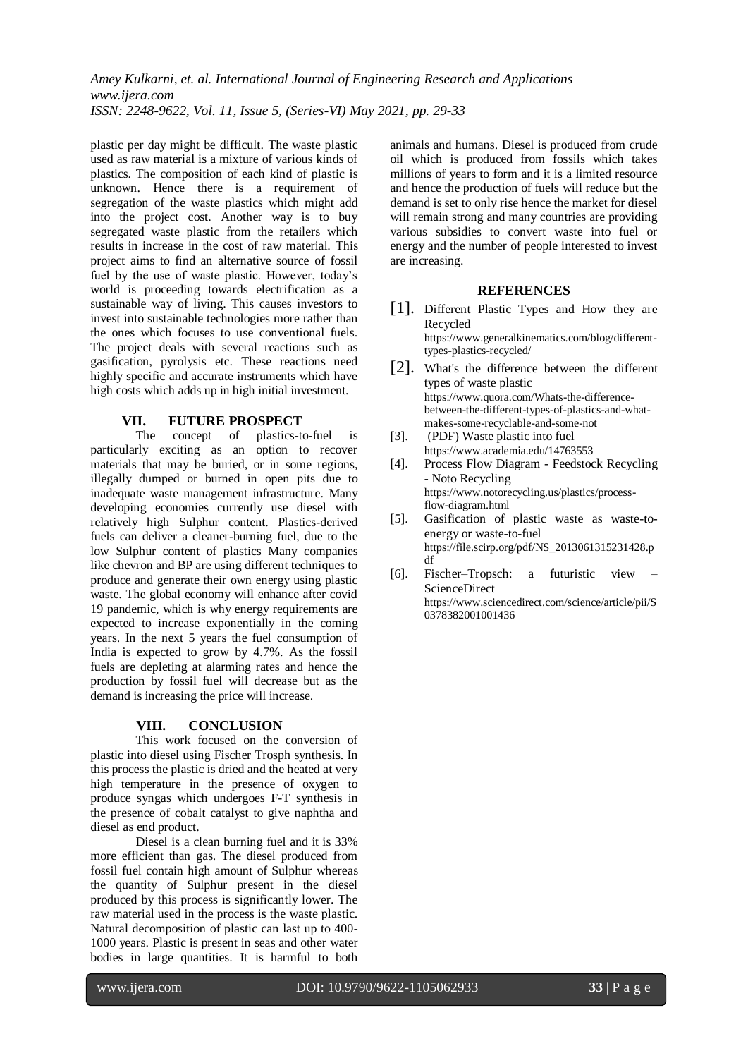plastic per day might be difficult. The waste plastic used as raw material is a mixture of various kinds of plastics. The composition of each kind of plastic is unknown. Hence there is a requirement of segregation of the waste plastics which might add into the project cost. Another way is to buy segregated waste plastic from the retailers which results in increase in the cost of raw material. This project aims to find an alternative source of fossil fuel by the use of waste plastic. However, today's world is proceeding towards electrification as a sustainable way of living. This causes investors to invest into sustainable technologies more rather than the ones which focuses to use conventional fuels. The project deals with several reactions such as gasification, pyrolysis etc. These reactions need highly specific and accurate instruments which have high costs which adds up in high initial investment.

## VII. FUTURE PROSPECT

The concept of plastics-to-fuel is particularly exciting as an option to recover materials that may be buried, or in some regions, illegally dumped or burned in open pits due to inadequate waste management infrastructure. Many developing economies currently use diesel with relatively high Sulphur content. Plastics-derived fuels can deliver a cleaner-burning fuel, due to the low Sulphur content of plastics Many companies like chevron and BP are using different techniques to produce and generate their own energy using plastic waste. The global economy will enhance after covid 19 pandemic, which is why energy requirements are expected to increase exponentially in the coming years. In the next 5 years the fuel consumption of India is expected to grow by 4.7%. As the fossil fuels are depleting at alarming rates and hence the production by fossil fuel will decrease but as the demand is increasing the price will increase.

## VIII. CONCLUSION

This work focused on the conversion of plastic into diesel using Fischer Trosph synthesis. In this process the plastic is dried and the heated at very high temperature in the presence of oxygen to produce syngas which undergoes F-T synthesis in the presence of cobalt catalyst to give naphtha and diesel as end product.

Diesel is a clean burning fuel and it is 33% more efficient than gas. The diesel produced from fossil fuel contain high amount of Sulphur whereas the quantity of Sulphur present in the diesel produced by this process is significantly lower. The raw material used in the process is the waste plastic. Natural decomposition of plastic can last up to 400-1000 years. Plastic is present in seas and other water bodies in large quantities. It is harmful to both animals and humans. Diesel is produced from crude oil which is produced from fossils which takes millions of years to form and it is a limited resource and hence the production of fuels will reduce but the demand is set to only rise hence the market for diesel will remain strong and many countries are providing various subsidies to convert waste into fuel or energy and the number of people interested to invest are increasing.

## REFERENCES

[1]. Different Plastic Types and How they are Recycled https://www.generalkinematics.com/blog/different-types-plastics-recycled/

[2]. What's the difference between the different types of waste plastic https://www.quora.com/Whats-the-difference-between-the-different-types-of-plastics-and-what-makes-some-recyclable-and-some-not

[3]. (PDF) Waste plastic into fuel https://www.academia.edu/14763553

[4]. Process Flow Diagram - Feedstock Recycling - Noto Recycling https://www.notorecycling.us/plastics/process-flow-diagram.html

[5]. Gasification of plastic waste as waste-to-energy or waste-to-fuel https://file.scirp.org/pdf/NS_2013061315231428.pdf

[6]. Fischer–Tropsch: a futuristic view – ScienceDirect https://www.sciencedirect.com/science/article/pii/S0378382001001436